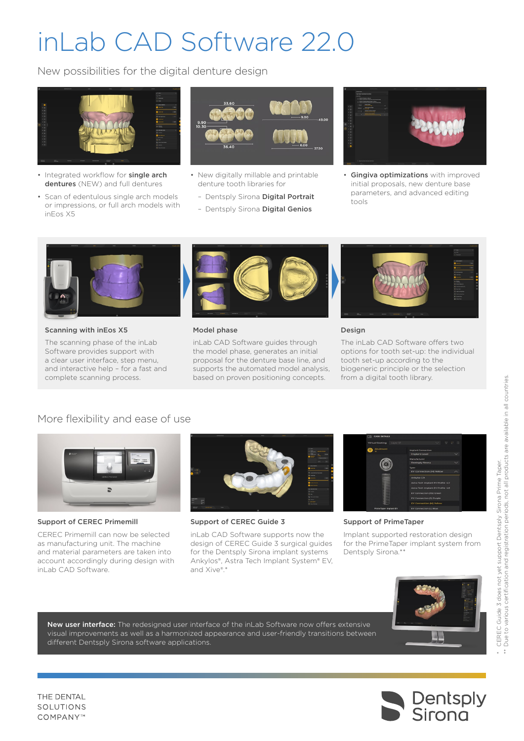# inLab CAD Software 22.0

## New possibilities for the digital denture design

- Integrated workflow for **single arch dentures** (NEW) and full dentures
- Scan of edentulous single arch models or impressions, or full arch models with inEos X5

- New digitally millable and printable denture tooth libraries for
  - Dentsply Sirona **Digital Portrait**
  - Dentsply Sirona **Digital Genios**

- **Gingiva optimizations** with improved initial proposals, new denture base parameters, and advanced editing tools

### Scanning with inEos X5

The scanning phase of the inLab Software provides support with a clear user interface, step menu, and interactive help – for a fast and complete scanning process.

### Model phase

inLab CAD Software guides through the model phase, generates an initial proposal for the denture base line, and supports the automated model analysis, based on proven positioning concepts.

### Design

The inLab CAD Software offers two options for tooth set-up: the individual tooth set-up according to the biogeneric principle or the selection from a digital tooth library.

## More flexibility and ease of use

### Support of CEREC Primemill

CEREC Primemill can now be selected as manufacturing unit. The machine and material parameters are taken into account accordingly during design with inLab CAD Software.

### Support of CEREC Guide 3

inLab CAD Software supports now the design of CEREC Guide 3 surgical guides for the Dentsply Sirona implant systems Ankylos®, Astra Tech Implant System® EV, and Xive®.*

### Support of PrimeTaper

Implant supported restoration design for the PrimeTaper implant system from Dentsply Sirona.**

**New user interface:** The redesigned user interface of the inLab Software now offers extensive visual improvements as well as a harmonized appearance and user-friendly transitions between different Dentsply Sirona software applications.

\* CEREC Guide 3 does not yet support Dentsply Sirona Prime Taper.
\** Due to various certification and registration periods, not all products are available in all countries.

THE DENTAL SOLUTIONS COMPANY™

Dentsply Sirona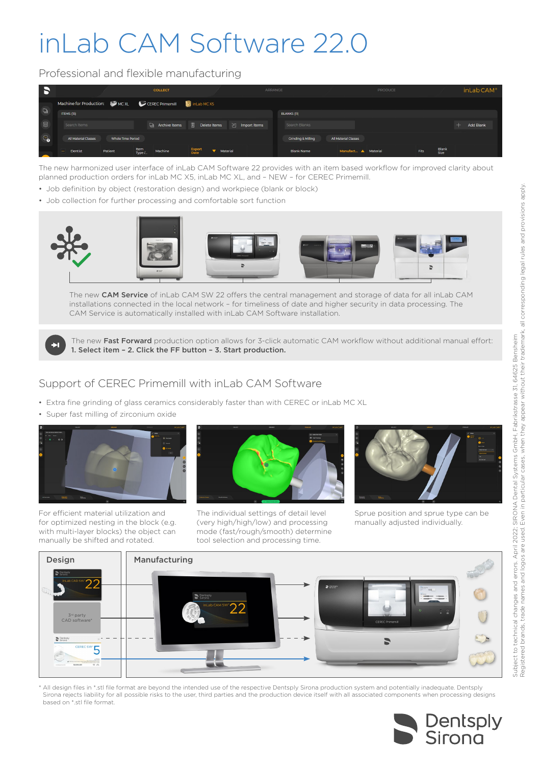# inLab CAM Software 22.0

## Professional and flexible manufacturing

The new harmonized user interface of inLab CAM Software 22 provides with an item based workflow for improved clarity about planned production orders for inLab MC X5, inLab MC XL, and – NEW – for CEREC Primemill.

- Job definition by object (restoration design) and workpiece (blank or block)
- Job collection for further processing and comfortable sort function

The new **CAM Service** of inLab CAM SW 22 offers the central management and storage of data for all inLab CAM installations connected in the local network – for timeliness of date and higher security in data processing. The CAM Service is automatically installed with inLab CAM Software installation.

The new **Fast Forward** production option allows for 3-click automatic CAM workflow without additional manual effort: **1. Select item – 2. Click the FF button – 3. Start production.**

## Support of CEREC Primemill with inLab CAM Software

- Extra fine grinding of glass ceramics considerably faster than with CEREC or inLab MC XL
- Super fast milling of zirconium oxide

For efficient material utilization and for optimized nesting in the block (e.g. with multi-layer blocks) the object can manually be shifted and rotated.

The individual settings of detail level (very high/high/low) and processing mode (fast/rough/smooth) determine tool selection and processing time.

Sprue position and sprue type can be manually adjusted individually.

**Design**

inLab CAD SW 22

3rd party CAD software*

CEREC SW 5

**Manufacturing**

inLab CAM SW 22

CEREC Primemill

\* All design files in *.stl file format are beyond the intended use of the respective Dentsply Sirona production system and potentially inadequate. Dentsply Sirona rejects liability for all possible risks to the user, third parties and the production device itself with all associated components when processing designs based on *.stl file format.

Subject to technical changes and errors. April 2022; SIRONA Dental Systems GmbH, Fabrikstrasse 31, 64625 Bensheim
Registered brands, trade names and logos are used. Even in particular cases, when they appear without their trademark, all corresponding legal rules and provisions apply.

Dentsply Sirona